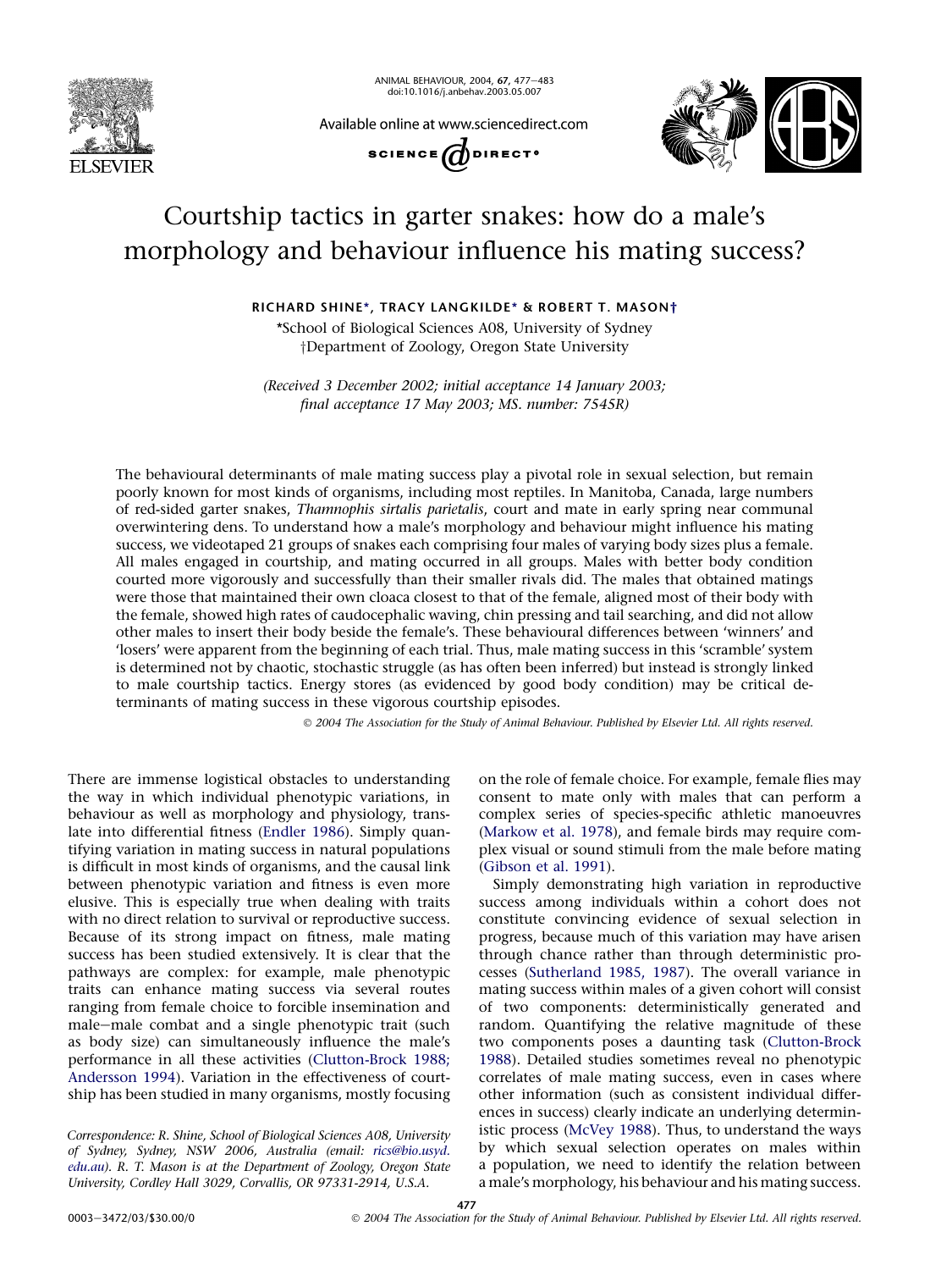# Courtship tactics in garter snakes: how do a male's morphology and behaviour influence his mating success?

**RICHARD SHINE\*, TRACY LANGKILDE\* & ROBERT T. MASON†**

\*School of Biological Sciences A08, University of Sydney
†Department of Zoology, Oregon State University

*(Received 3 December 2002; initial acceptance 14 January 2003; final acceptance 17 May 2003; MS. number: 7545R)*

The behavioural determinants of male mating success play a pivotal role in sexual selection, but remain poorly known for most kinds of organisms, including most reptiles. In Manitoba, Canada, large numbers of red-sided garter snakes, *Thamnophis sirtalis parietalis*, court and mate in early spring near communal overwintering dens. To understand how a male's morphology and behaviour might influence his mating success, we videotaped 21 groups of snakes each comprising four males of varying body sizes plus a female. All males engaged in courtship, and mating occurred in all groups. Males with better body condition courted more vigorously and successfully than their smaller rivals did. The males that obtained matings were those that maintained their own cloaca closest to that of the female, aligned most of their body with the female, showed high rates of caudocephalic waving, chin pressing and tail searching, and did not allow other males to insert their body beside the female's. These behavioural differences between 'winners' and 'losers' were apparent from the beginning of each trial. Thus, male mating success in this 'scramble' system is determined not by chaotic, stochastic struggle (as has often been inferred) but instead is strongly linked to male courtship tactics. Energy stores (as evidenced by good body condition) may be critical determinants of mating success in these vigorous courtship episodes.

© 2004 The Association for the Study of Animal Behaviour. Published by Elsevier Ltd. All rights reserved.

There are immense logistical obstacles to understanding the way in which individual phenotypic variations, in behaviour as well as morphology and physiology, translate into differential fitness (Endler 1986). Simply quantifying variation in mating success in natural populations is difficult in most kinds of organisms, and the causal link between phenotypic variation and fitness is even more elusive. This is especially true when dealing with traits with no direct relation to survival or reproductive success. Because of its strong impact on fitness, male mating success has been studied extensively. It is clear that the pathways are complex: for example, male phenotypic traits can enhance mating success via several routes ranging from female choice to forcible insemination and male–male combat and a single phenotypic trait (such as body size) can simultaneously influence the male's performance in all these activities (Clutton-Brock 1988; Andersson 1994). Variation in the effectiveness of courtship has been studied in many organisms, mostly focusing on the role of female choice. For example, female flies may consent to mate only with males that can perform a complex series of species-specific athletic manoeuvres (Markow et al. 1978), and female birds may require complex visual or sound stimuli from the male before mating (Gibson et al. 1991).

Simply demonstrating high variation in reproductive success among individuals within a cohort does not constitute convincing evidence of sexual selection in progress, because much of this variation may have arisen through chance rather than through deterministic processes (Sutherland 1985, 1987). The overall variance in mating success within males of a given cohort will consist of two components: deterministically generated and random. Quantifying the relative magnitude of these two components poses a daunting task (Clutton-Brock 1988). Detailed studies sometimes reveal no phenotypic correlates of male mating success, even in cases where other information (such as consistent individual differences in success) clearly indicate an underlying deterministic process (McVey 1988). Thus, to understand the ways by which sexual selection operates on males within a population, we need to identify the relation between a male's morphology, his behaviour and his mating success.

Correspondence: R. Shine, School of Biological Sciences A08, University of Sydney, Sydney, NSW 2006, Australia (email: rics@bio.usyd.edu.au). R. T. Mason is at the Department of Zoology, Oregon State University, Cordley Hall 3029, Corvallis, OR 97331-2914, U.S.A.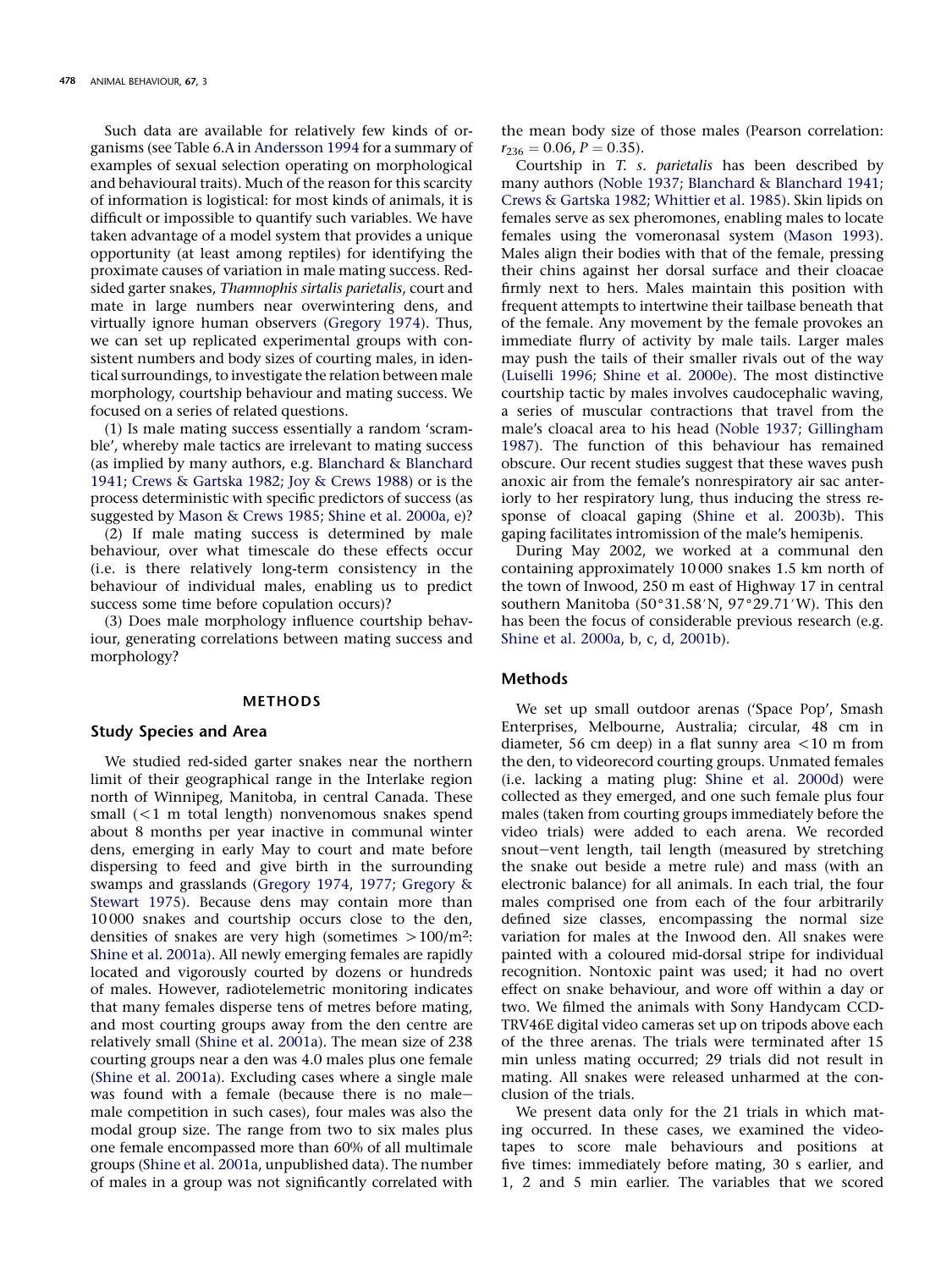Such data are available for relatively few kinds of organisms (see Table 6.A in Andersson 1994 for a summary of examples of sexual selection operating on morphological and behavioural traits). Much of the reason for this scarcity of information is logistical: for most kinds of animals, it is difficult or impossible to quantify such variables. We have taken advantage of a model system that provides a unique opportunity (at least among reptiles) for identifying the proximate causes of variation in male mating success. Red-sided garter snakes, *Thamnophis sirtalis parietalis*, court and mate in large numbers near overwintering dens, and virtually ignore human observers (Gregory 1974). Thus, we can set up replicated experimental groups with consistent numbers and body sizes of courting males, in identical surroundings, to investigate the relation between male morphology, courtship behaviour and mating success. We focused on a series of related questions.

(1) Is male mating success essentially a random 'scramble', whereby male tactics are irrelevant to mating success (as implied by many authors, e.g. Blanchard & Blanchard 1941; Crews & Gartska 1982; Joy & Crews 1988) or is the process deterministic with specific predictors of success (as suggested by Mason & Crews 1985; Shine et al. 2000a, e)?

(2) If male mating success is determined by male behaviour, over what timescale do these effects occur (i.e. is there relatively long-term consistency in the behaviour of individual males, enabling us to predict success some time before copulation occurs)?

(3) Does male morphology influence courtship behaviour, generating correlations between mating success and morphology?

## METHODS

### Study Species and Area

We studied red-sided garter snakes near the northern limit of their geographical range in the Interlake region north of Winnipeg, Manitoba, in central Canada. These small (<1 m total length) nonvenomous snakes spend about 8 months per year inactive in communal winter dens, emerging in early May to court and mate before dispersing to feed and give birth in the surrounding swamps and grasslands (Gregory 1974, 1977; Gregory & Stewart 1975). Because dens may contain more than 10 000 snakes and courtship occurs close to the den, densities of snakes are very high (sometimes >100/m$^2$: Shine et al. 2001a). All newly emerging females are rapidly located and vigorously courted by dozens or hundreds of males. However, radiotelemetric monitoring indicates that many females disperse tens of metres before mating, and most courting groups away from the den centre are relatively small (Shine et al. 2001a). The mean size of 238 courting groups near a den was 4.0 males plus one female (Shine et al. 2001a). Excluding cases where a single male was found with a female (because there is no male–male competition in such cases), four males was also the modal group size. The range from two to six males plus one female encompassed more than 60% of all multimale groups (Shine et al. 2001a, unpublished data). The number of males in a group was not significantly correlated with the mean body size of those males (Pearson correlation: $r_{236} = 0.06$, $P = 0.35$).

Courtship in *T. s. parietalis* has been described by many authors (Noble 1937; Blanchard & Blanchard 1941; Crews & Gartska 1982; Whittier et al. 1985). Skin lipids on females serve as sex pheromones, enabling males to locate females using the vomeronasal system (Mason 1993). Males align their bodies with that of the female, pressing their chins against her dorsal surface and their cloacae firmly next to hers. Males maintain this position with frequent attempts to intertwine their tailbase beneath that of the female. Any movement by the female provokes an immediate flurry of activity by male tails. Larger males may push the tails of their smaller rivals out of the way (Luiselli 1996; Shine et al. 2000e). The most distinctive courtship tactic by males involves caudocephalic waving, a series of muscular contractions that travel from the male's cloacal area to his head (Noble 1937; Gillingham 1987). The function of this behaviour has remained obscure. Our recent studies suggest that these waves push anoxic air from the female's nonrespiratory air sac anteriorly to her respiratory lung, thus inducing the stress response of cloacal gaping (Shine et al. 2003b). This gaping facilitates intromission of the male's hemipenis.

During May 2002, we worked at a communal den containing approximately 10 000 snakes 1.5 km north of the town of Inwood, 250 m east of Highway 17 in central southern Manitoba (50°31.58′N, 97°29.71′W). This den has been the focus of considerable previous research (e.g. Shine et al. 2000a, b, c, d, 2001b).

## Methods

We set up small outdoor arenas ('Space Pop', Smash Enterprises, Melbourne, Australia; circular, 48 cm in diameter, 56 cm deep) in a flat sunny area <10 m from the den, to videorecord courting groups. Unmated females (i.e. lacking a mating plug: Shine et al. 2000d) were collected as they emerged, and one such female plus four males (taken from courting groups immediately before the video trials) were added to each arena. We recorded snout–vent length, tail length (measured by stretching the snake out beside a metre rule) and mass (with an electronic balance) for all animals. In each trial, the four males comprised one from each of the four arbitrarily defined size classes, encompassing the normal size variation for males at the Inwood den. All snakes were painted with a coloured mid-dorsal stripe for individual recognition. Nontoxic paint was used; it had no overt effect on snake behaviour, and wore off within a day or two. We filmed the animals with Sony Handycam CCD-TRV46E digital video cameras set up on tripods above each of the three arenas. The trials were terminated after 15 min unless mating occurred; 29 trials did not result in mating. All snakes were released unharmed at the conclusion of the trials.

We present data only for the 21 trials in which mating occurred. In these cases, we examined the videotapes to score male behaviours and positions at five times: immediately before mating, 30 s earlier, and 1, 2 and 5 min earlier. The variables that we scored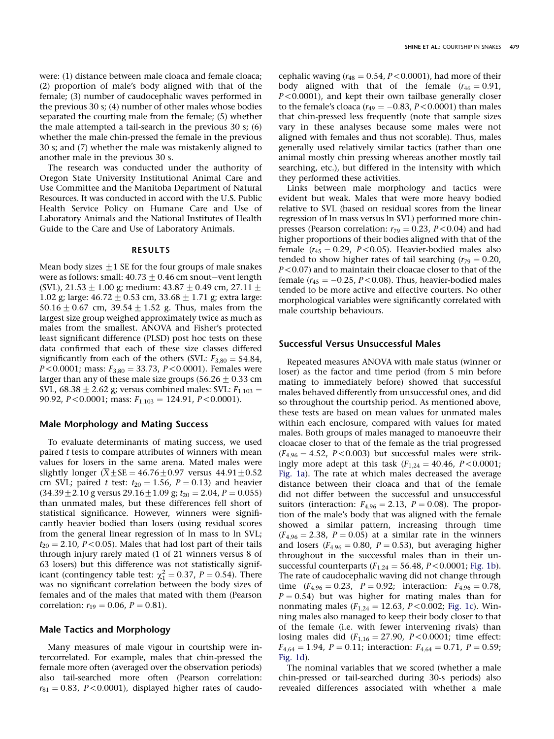were: (1) distance between male cloaca and female cloaca; (2) proportion of male's body aligned with that of the female; (3) number of caudocephalic waves performed in the previous 30 s; (4) number of other males whose bodies separated the courting male from the female; (5) whether the male attempted a tail-search in the previous 30 s; (6) whether the male chin-pressed the female in the previous 30 s; and (7) whether the male was mistakenly aligned to another male in the previous 30 s.

The research was conducted under the authority of Oregon State University Institutional Animal Care and Use Committee and the Manitoba Department of Natural Resources. It was conducted in accord with the U.S. Public Health Service Policy on Humane Care and Use of Laboratory Animals and the National Institutes of Health Guide to the Care and Use of Laboratory Animals.

## RESULTS

Mean body sizes $\pm 1$ SE for the four groups of male snakes were as follows: small: $40.73 \pm 0.46$ cm snout–vent length (SVL), $21.53 \pm 1.00$ g; medium: $43.87 \pm 0.49$ cm, $27.11 \pm 1.02$ g; large: $46.72 \pm 0.53$ cm, $33.68 \pm 1.71$ g; extra large: $50.16 \pm 0.67$ cm, $39.54 \pm 1.52$ g. Thus, males from the largest size group weighed approximately twice as much as males from the smallest. ANOVA and Fisher's protected least significant difference (PLSD) post hoc tests on these data confirmed that each of these size classes differed significantly from each of the others (SVL: $F_{3,80} = 54.84$, $P < 0.0001$; mass: $F_{3,80} = 33.73$, $P < 0.0001$). Females were larger than any of these male size groups ($56.26 \pm 0.33$ cm SVL, $68.38 \pm 2.62$ g; versus combined males: SVL: $F_{1,103} = 90.92$, $P < 0.0001$; mass: $F_{1,103} = 124.91$, $P < 0.0001$).

### Male Morphology and Mating Success

To evaluate determinants of mating success, we used paired *t* tests to compare attributes of winners with mean values for losers in the same arena. Mated males were slightly longer ($\overline{X} \pm \text{SE} = 46.76 \pm 0.97$ versus $44.91 \pm 0.52$ cm SVL; paired *t* test: $t_{20} = 1.56$, $P = 0.13$) and heavier ($34.39 \pm 2.10$ g versus $29.16 \pm 1.09$ g; $t_{20} = 2.04$, $P = 0.055$) than unmated males, but these differences fell short of statistical significance. However, winners were significantly heavier bodied than losers (using residual scores from the general linear regression of ln mass to ln SVL; $t_{20} = 2.10$, $P < 0.05$). Males that had lost part of their tails through injury rarely mated (1 of 21 winners versus 8 of 63 losers) but this difference was not statistically significant (contingency table test: $\chi^2_1 = 0.37$, $P = 0.54$). There was no significant correlation between the body sizes of females and of the males that mated with them (Pearson correlation: $r_{19} = 0.06$, $P = 0.81$).

### Male Tactics and Morphology

Many measures of male vigour in courtship were intercorrelated. For example, males that chin-pressed the female more often (averaged over the observation periods) also tail-searched more often (Pearson correlation: $r_{81} = 0.83$, $P < 0.0001$), displayed higher rates of caudocephalic waving ($r_{48} = 0.54$, $P < 0.0001$), had more of their body aligned with that of the female ($r_{46} = 0.91$, $P < 0.0001$), and kept their own tailbase generally closer to the female's cloaca ($r_{49} = -0.83$, $P < 0.0001$) than males that chin-pressed less frequently (note that sample sizes vary in these analyses because some males were not aligned with females and thus not scorable). Thus, males generally used relatively similar tactics (rather than one animal mostly chin pressing whereas another mostly tail searching, etc.), but differed in the intensity with which they performed these activities.

Links between male morphology and tactics were evident but weak. Males that were more heavy bodied relative to SVL (based on residual scores from the linear regression of ln mass versus ln SVL) performed more chin-presses (Pearson correlation: $r_{79} = 0.23$, $P < 0.04$) and had higher proportions of their bodies aligned with that of the female ($r_{45} = 0.29$, $P < 0.05$). Heavier-bodied males also tended to show higher rates of tail searching ($r_{79} = 0.20$, $P < 0.07$) and to maintain their cloacae closer to that of the female ($r_{45} = -0.25$, $P < 0.08$). Thus, heavier-bodied males tended to be more active and effective courters. No other morphological variables were significantly correlated with male courtship behaviours.

### Successful Versus Unsuccessful Males

Repeated measures ANOVA with male status (winner or loser) as the factor and time period (from 5 min before mating to immediately before) showed that successful males behaved differently from unsuccessful ones, and did so throughout the courtship period. As mentioned above, these tests are based on mean values for unmated males within each enclosure, compared with values for mated males. Both groups of males managed to manoeuvre their cloacae closer to that of the female as the trial progressed ($F_{4,96} = 4.52$, $P < 0.003$) but successful males were strikingly more adept at this task ($F_{1,24} = 40.46$, $P < 0.0001$; Fig. 1a). The rate at which males decreased the average distance between their cloaca and that of the female did not differ between the successful and unsuccessful suitors (interaction: $F_{4,96} = 2.13$, $P = 0.08$). The proportion of the male's body that was aligned with the female showed a similar pattern, increasing through time ($F_{4,96} = 2.38$, $P = 0.05$) at a similar rate in the winners and losers ($F_{4,96} = 0.80$, $P = 0.53$), but averaging higher throughout in the successful males than in their unsuccessful counterparts ($F_{1,24} = 56.48$, $P < 0.0001$; Fig. 1b). The rate of caudocephalic waving did not change through time ($F_{4,96} = 0.23$, $P = 0.92$; interaction: $F_{4,96} = 0.78$, $P = 0.54$) but was higher for mating males than for nonmating males ($F_{1,24} = 12.63$, $P < 0.002$; Fig. 1c). Winning males also managed to keep their body closer to that of the female (i.e. with fewer intervening rivals) than losing males did ($F_{1,16} = 27.90$, $P < 0.0001$; time effect: $F_{4,64} = 1.94$, $P = 0.11$; interaction: $F_{4,64} = 0.71$, $P = 0.59$; Fig. 1d).

The nominal variables that we scored (whether a male chin-pressed or tail-searched during 30-s periods) also revealed differences associated with whether a male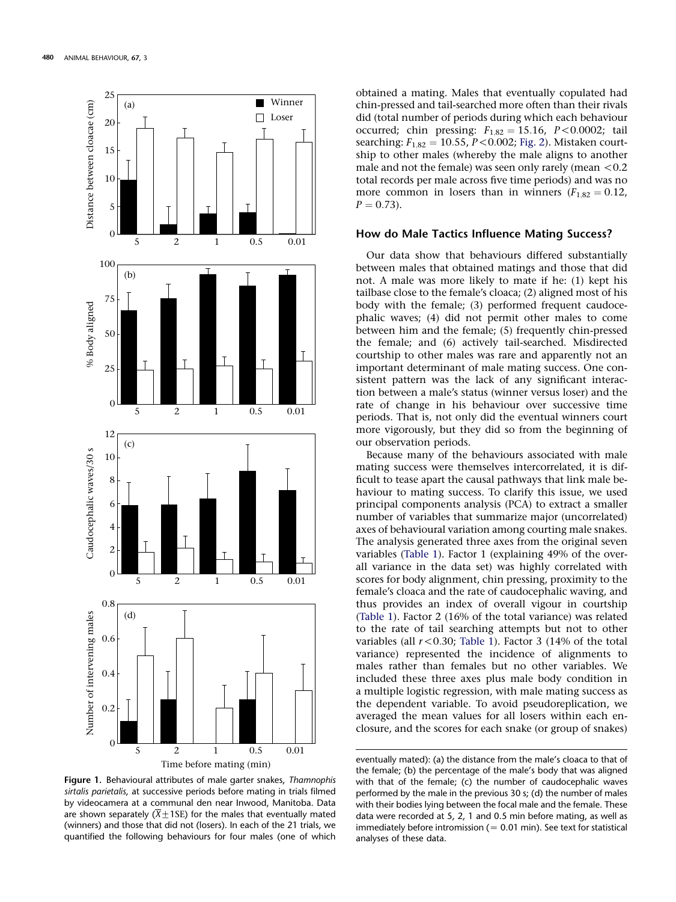**Figure 1.** Behavioural attributes of male garter snakes, *Thamnophis sirtalis parietalis*, at successive periods before mating in trials filmed by videocamera at a communal den near Inwood, Manitoba. Data are shown separately ($\bar{X} \pm 1$SE) for the males that eventually mated (winners) and those that did not (losers). In each of the 21 trials, we quantified the following behaviours for four males (one of which eventually mated): (a) the distance from the male's cloaca to that of the female; (b) the percentage of the male's body that was aligned with that of the female; (c) the number of caudocephalic waves performed by the male in the previous 30 s; (d) the number of males with their bodies lying between the focal male and the female. These data were recorded at 5, 2, 1 and 0.5 min before mating, as well as immediately before intromission (= 0.01 min). See text for statistical analyses of these data.

obtained a mating. Males that eventually copulated had chin-pressed and tail-searched more often than their rivals did (total number of periods during which each behaviour occurred; chin pressing: $F_{1,82} = 15.16$, $P < 0.0002$; tail searching: $F_{1,82} = 10.55$, $P < 0.002$; Fig. 2). Mistaken courtship to other males (whereby the male aligns to another male and not the female) was seen only rarely (mean $< 0.2$ total records per male across five time periods) and was no more common in losers than in winners ($F_{1,82} = 0.12$, $P = 0.73$).

## How do Male Tactics Influence Mating Success?

Our data show that behaviours differed substantially between males that obtained matings and those that did not. A male was more likely to mate if he: (1) kept his tailbase close to the female's cloaca; (2) aligned most of his body with the female; (3) performed frequent caudocephalic waves; (4) did not permit other males to come between him and the female; (5) frequently chin-pressed the female; and (6) actively tail-searched. Misdirected courtship to other males was rare and apparently not an important determinant of male mating success. One consistent pattern was the lack of any significant interaction between a male's status (winner versus loser) and the rate of change in his behaviour over successive time periods. That is, not only did the eventual winners court more vigorously, but they did so from the beginning of our observation periods.

Because many of the behaviours associated with male mating success were themselves intercorrelated, it is difficult to tease apart the causal pathways that link male behaviour to mating success. To clarify this issue, we used principal components analysis (PCA) to extract a smaller number of variables that summarize major (uncorrelated) axes of behavioural variation among courting male snakes. The analysis generated three axes from the original seven variables (Table 1). Factor 1 (explaining 49% of the overall variance in the data set) was highly correlated with scores for body alignment, chin pressing, proximity to the female's cloaca and the rate of caudocephalic waving, and thus provides an index of overall vigour in courtship (Table 1). Factor 2 (16% of the total variance) was related to the rate of tail searching attempts but not to other variables (all $r < 0.30$; Table 1). Factor 3 (14% of the total variance) represented the incidence of alignments to males rather than females but no other variables. We included these three axes plus male body condition in a multiple logistic regression, with male mating success as the dependent variable. To avoid pseudoreplication, we averaged the mean values for all losers within each enclosure, and the scores for each snake (or group of snakes)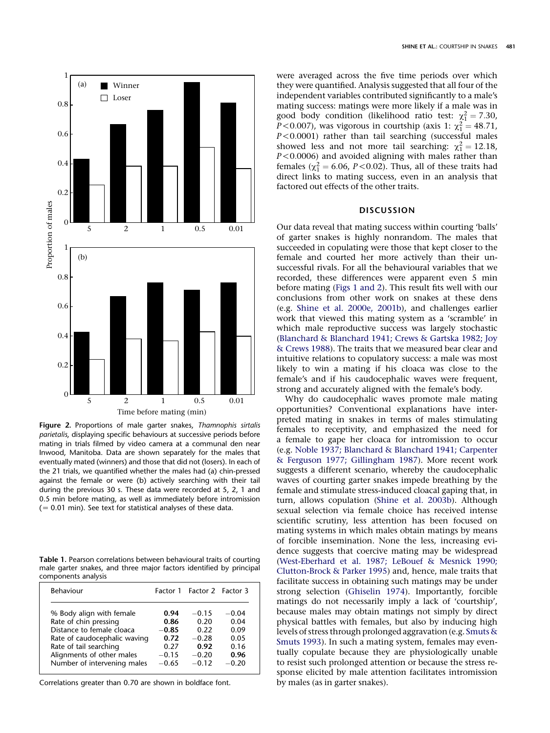Figure 2. Proportions of male garter snakes, *Thamnophis sirtalis parietalis*, displaying specific behaviours at successive periods before mating in trials filmed by video camera at a communal den near Inwood, Manitoba. Data are shown separately for the males that eventually mated (winners) and those that did not (losers). In each of the 21 trials, we quantified whether the males had (a) chin-pressed against the female or were (b) actively searching with their tail during the previous 30 s. These data were recorded at 5, 2, 1 and 0.5 min before mating, as well as immediately before intromission (= 0.01 min). See text for statistical analyses of these data.

Table 1. Pearson correlations between behavioural traits of courting male garter snakes, and three major factors identified by principal components analysis

| Behaviour | Factor 1 | Factor 2 | Factor 3 |
|---|---|---|---|
| % Body align with female | **0.94** | −0.15 | −0.04 |
| Rate of chin pressing | **0.86** | 0.20 | 0.04 |
| Distance to female cloaca | **−0.85** | 0.22 | 0.09 |
| Rate of caudocephalic waving | **0.72** | −0.28 | 0.05 |
| Rate of tail searching | 0.27 | **0.92** | 0.16 |
| Alignments of other males | −0.15 | −0.20 | **0.96** |
| Number of intervening males | −0.65 | −0.12 | −0.20 |

Correlations greater than 0.70 are shown in boldface font.

were averaged across the five time periods over which they were quantified. Analysis suggested that all four of the independent variables contributed significantly to a male's mating success: matings were more likely if a male was in good body condition (likelihood ratio test: $\chi^2_1 = 7.30$, $P < 0.007$), was vigorous in courtship (axis 1: $\chi^2_1 = 48.71$, $P < 0.0001$) rather than tail searching (successful males showed less and not more tail searching: $\chi^2_1 = 12.18$, $P < 0.0006$) and avoided aligning with males rather than females ($\chi^2_1 = 6.06$, $P < 0.02$). Thus, all of these traits had direct links to mating success, even in an analysis that factored out effects of the other traits.

## DISCUSSION

Our data reveal that mating success within courting 'balls' of garter snakes is highly nonrandom. The males that succeeded in copulating were those that kept closer to the female and courted her more actively than their unsuccessful rivals. For all the behavioural variables that we recorded, these differences were apparent even 5 min before mating (Figs 1 and 2). This result fits well with our conclusions from other work on snakes at these dens (e.g. Shine et al. 2000e, 2001b), and challenges earlier work that viewed this mating system as a 'scramble' in which male reproductive success was largely stochastic (Blanchard & Blanchard 1941; Crews & Gartska 1982; Joy & Crews 1988). The traits that we measured bear clear and intuitive relations to copulatory success: a male was most likely to win a mating if his cloaca was close to the female's and if his caudocephalic waves were frequent, strong and accurately aligned with the female's body.

Why do caudocephalic waves promote male mating opportunities? Conventional explanations have interpreted mating in snakes in terms of males stimulating females to receptivity, and emphasized the need for a female to gape her cloaca for intromission to occur (e.g. Noble 1937; Blanchard & Blanchard 1941; Carpenter & Ferguson 1977; Gillingham 1987). More recent work suggests a different scenario, whereby the caudocephalic waves of courting garter snakes impede breathing by the female and stimulate stress-induced cloacal gaping that, in turn, allows copulation (Shine et al. 2003b). Although sexual selection via female choice has received intense scientific scrutiny, less attention has been focused on mating systems in which males obtain matings by means of forcible insemination. None the less, increasing evidence suggests that coercive mating may be widespread (West-Eberhard et al. 1987; LeBouef & Mesnick 1990; Clutton-Brock & Parker 1995) and, hence, male traits that facilitate success in obtaining such matings may be under strong selection (Ghiselin 1974). Importantly, forcible matings do not necessarily imply a lack of 'courtship', because males may obtain matings not simply by direct physical battles with females, but also by inducing high levels of stress through prolonged aggravation (e.g. Smuts & Smuts 1993). In such a mating system, females may eventually copulate because they are physiologically unable to resist such prolonged attention or because the stress response elicited by male attention facilitates intromission by males (as in garter snakes).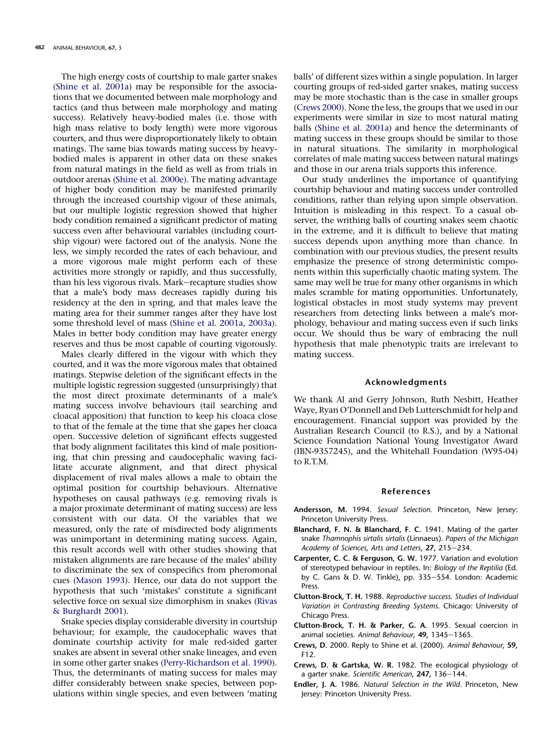The high energy costs of courtship to male garter snakes (Shine et al. 2001a) may be responsible for the associations that we documented between male morphology and tactics (and thus between male morphology and mating success). Relatively heavy-bodied males (i.e. those with high mass relative to body length) were more vigorous courters, and thus were disproportionately likely to obtain matings. The same bias towards mating success by heavy-bodied males is apparent in other data on these snakes from natural matings in the field as well as from trials in outdoor arenas (Shine et al. 2000e). The mating advantage of higher body condition may be manifested primarily through the increased courtship vigour of these animals, but our multiple logistic regression showed that higher body condition remained a significant predictor of mating success even after behavioural variables (including courtship vigour) were factored out of the analysis. None the less, we simply recorded the rates of each behaviour, and a more vigorous male might perform each of these activities more strongly or rapidly, and thus successfully, than his less vigorous rivals. Mark–recapture studies show that a male's body mass decreases rapidly during his residency at the den in spring, and that males leave the mating area for their summer ranges after they have lost some threshold level of mass (Shine et al. 2001a, 2003a). Males in better body condition may have greater energy reserves and thus be most capable of courting vigorously.

Males clearly differed in the vigour with which they courted, and it was the more vigorous males that obtained matings. Stepwise deletion of the significant effects in the multiple logistic regression suggested (unsurprisingly) that the most direct proximate determinants of a male's mating success involve behaviours (tail searching and cloacal apposition) that function to keep his cloaca close to that of the female at the time that she gapes her cloaca open. Successive deletion of significant effects suggested that body alignment facilitates this kind of male positioning, that chin pressing and caudocephalic waving facilitate accurate alignment, and that direct physical displacement of rival males allows a male to obtain the optimal position for courtship behaviours. Alternative hypotheses on causal pathways (e.g. removing rivals is a major proximate determinant of mating success) are less consistent with our data. Of the variables that we measured, only the rate of misdirected body alignments was unimportant in determining mating success. Again, this result accords well with other studies showing that mistaken alignments are rare because of the males' ability to discriminate the sex of conspecifics from pheromonal cues (Mason 1993). Hence, our data do not support the hypothesis that such 'mistakes' constitute a significant selective force on sexual size dimorphism in snakes (Rivas & Burghardt 2001).

Snake species display considerable diversity in courtship behaviour; for example, the caudocephalic waves that dominate courtship activity for male red-sided garter snakes are absent in several other snake lineages, and even in some other garter snakes (Perry-Richardson et al. 1990). Thus, the determinants of mating success for males may differ considerably between snake species, between populations within single species, and even between 'mating balls' of different sizes within a single population. In larger courting groups of red-sided garter snakes, mating success may be more stochastic than is the case in smaller groups (Crews 2000). None the less, the groups that we used in our experiments were similar in size to most natural mating balls (Shine et al. 2001a) and hence the determinants of mating success in these groups should be similar to those in natural situations. The similarity in morphological correlates of male mating success between natural matings and those in our arena trials supports this inference.

Our study underlines the importance of quantifying courtship behaviour and mating success under controlled conditions, rather than relying upon simple observation. Intuition is misleading in this respect. To a casual observer, the writhing balls of courting snakes seem chaotic in the extreme, and it is difficult to believe that mating success depends upon anything more than chance. In combination with our previous studies, the present results emphasize the presence of strong deterministic components within this superficially chaotic mating system. The same may well be true for many other organisms in which males scramble for mating opportunities. Unfortunately, logistical obstacles in most study systems may prevent researchers from detecting links between a male's morphology, behaviour and mating success even if such links occur. We should thus be wary of embracing the null hypothesis that male phenotypic traits are irrelevant to mating success.

## Acknowledgments

We thank Al and Gerry Johnson, Ruth Nesbitt, Heather Waye, Ryan O'Donnell and Deb Lutterschmidt for help and encouragement. Financial support was provided by the Australian Research Council (to R.S.), and by a National Science Foundation National Young Investigator Award (IBN-9357245), and the Whitehall Foundation (W95-04) to R.T.M.

## References

**Andersson, M.** 1994. *Sexual Selection.* Princeton, New Jersey: Princeton University Press.

**Blanchard, F. N. & Blanchard, F. C.** 1941. Mating of the garter snake *Thamnophis sirtalis sirtalis* (Linnaeus). *Papers of the Michigan Academy of Sciences, Arts and Letters*, **27,** 215–234.

**Carpenter, C. C. & Ferguson, G. W.** 1977. Variation and evolution of stereotyped behaviour in reptiles. In: *Biology of the Reptilia* (Ed. by C. Gans & D. W. Tinkle), pp. 335–554. London: Academic Press.

**Clutton-Brock, T. H.** 1988. *Reproductive success. Studies of Individual Variation in Contrasting Breeding Systems.* Chicago: University of Chicago Press.

**Clutton-Brock, T. H. & Parker, G. A.** 1995. Sexual coercion in animal societies. *Animal Behaviour*, **49,** 1345–1365.

**Crews, D.** 2000. Reply to Shine et al. (2000). *Animal Behaviour*, **59,** F12.

**Crews, D. & Gartska, W. R.** 1982. The ecological physiology of a garter snake. *Scientific American*, **247,** 136–144.

**Endler, J. A.** 1986. *Natural Selection in the Wild.* Princeton, New Jersey: Princeton University Press.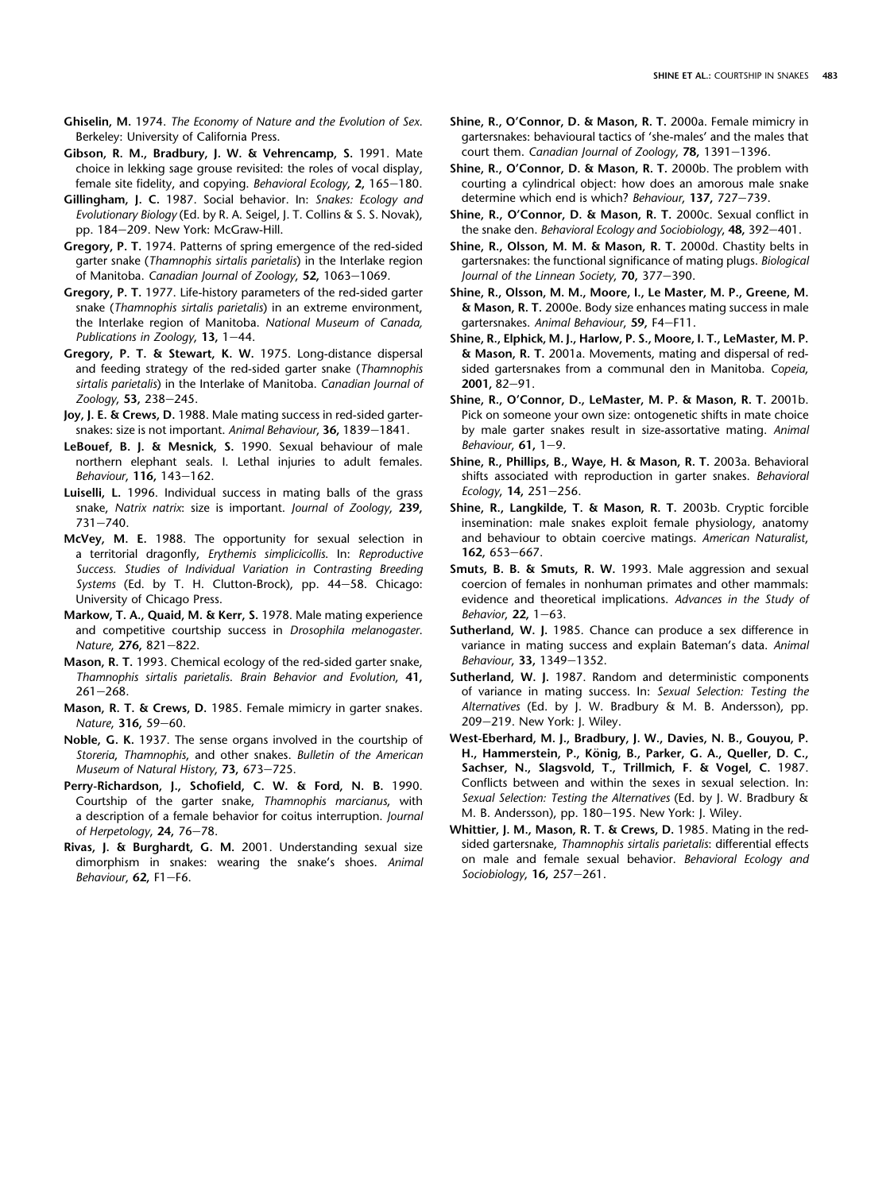**Ghiselin, M.** 1974. *The Economy of Nature and the Evolution of Sex*. Berkeley: University of California Press.

**Gibson, R. M., Bradbury, J. W. & Vehrencamp, S.** 1991. Mate choice in lekking sage grouse revisited: the roles of vocal display, female site fidelity, and copying. *Behavioral Ecology*, **2,** 165–180.

**Gillingham, J. C.** 1987. Social behavior. In: *Snakes: Ecology and Evolutionary Biology* (Ed. by R. A. Seigel, J. T. Collins & S. S. Novak), pp. 184–209. New York: McGraw-Hill.

**Gregory, P. T.** 1974. Patterns of spring emergence of the red-sided garter snake (*Thamnophis sirtalis parietalis*) in the Interlake region of Manitoba. *Canadian Journal of Zoology*, **52,** 1063–1069.

**Gregory, P. T.** 1977. Life-history parameters of the red-sided garter snake (*Thamnophis sirtalis parietalis*) in an extreme environment, the Interlake region of Manitoba. *National Museum of Canada, Publications in Zoology*, **13,** 1–44.

**Gregory, P. T. & Stewart, K. W.** 1975. Long-distance dispersal and feeding strategy of the red-sided garter snake (*Thamnophis sirtalis parietalis*) in the Interlake of Manitoba. *Canadian Journal of Zoology*, **53,** 238–245.

**Joy, J. E. & Crews, D.** 1988. Male mating success in red-sided gartersnakes: size is not important. *Animal Behaviour*, **36,** 1839–1841.

**LeBouef, B. J. & Mesnick, S.** 1990. Sexual behaviour of male northern elephant seals. I. Lethal injuries to adult females. *Behaviour*, **116,** 143–162.

**Luiselli, L.** 1996. Individual success in mating balls of the grass snake, *Natrix natrix*: size is important. *Journal of Zoology*, **239,** 731–740.

**McVey, M. E.** 1988. The opportunity for sexual selection in a territorial dragonfly, *Erythemis simplicicollis*. In: *Reproductive Success. Studies of Individual Variation in Contrasting Breeding Systems* (Ed. by T. H. Clutton-Brock), pp. 44–58. Chicago: University of Chicago Press.

**Markow, T. A., Quaid, M. & Kerr, S.** 1978. Male mating experience and competitive courtship success in *Drosophila melanogaster*. *Nature*, **276,** 821–822.

**Mason, R. T.** 1993. Chemical ecology of the red-sided garter snake, *Thamnophis sirtalis parietalis*. *Brain Behavior and Evolution*, **41,** 261–268.

**Mason, R. T. & Crews, D.** 1985. Female mimicry in garter snakes. *Nature*, **316,** 59–60.

**Noble, G. K.** 1937. The sense organs involved in the courtship of *Storeria*, *Thamnophis*, and other snakes. *Bulletin of the American Museum of Natural History*, **73,** 673–725.

**Perry-Richardson, J., Schofield, C. W. & Ford, N. B.** 1990. Courtship of the garter snake, *Thamnophis marcianus*, with a description of a female behavior for coitus interruption. *Journal of Herpetology*, **24,** 76–78.

**Rivas, J. & Burghardt, G. M.** 2001. Understanding sexual size dimorphism in snakes: wearing the snake's shoes. *Animal Behaviour*, **62,** F1–F6.

**Shine, R., O'Connor, D. & Mason, R. T.** 2000a. Female mimicry in gartersnakes: behavioural tactics of 'she-males' and the males that court them. *Canadian Journal of Zoology*, **78,** 1391–1396.

**Shine, R., O'Connor, D. & Mason, R. T.** 2000b. The problem with courting a cylindrical object: how does an amorous male snake determine which end is which? *Behaviour*, **137,** 727–739.

**Shine, R., O'Connor, D. & Mason, R. T.** 2000c. Sexual conflict in the snake den. *Behavioral Ecology and Sociobiology*, **48,** 392–401.

**Shine, R., Olsson, M. M. & Mason, R. T.** 2000d. Chastity belts in gartersnakes: the functional significance of mating plugs. *Biological Journal of the Linnean Society*, **70,** 377–390.

**Shine, R., Olsson, M. M., Moore, I., Le Master, M. P., Greene, M. & Mason, R. T.** 2000e. Body size enhances mating success in male gartersnakes. *Animal Behaviour*, **59,** F4–F11.

**Shine, R., Elphick, M. J., Harlow, P. S., Moore, I. T., LeMaster, M. P. & Mason, R. T.** 2001a. Movements, mating and dispersal of red-sided gartersnakes from a communal den in Manitoba. *Copeia*, **2001,** 82–91.

**Shine, R., O'Connor, D., LeMaster, M. P. & Mason, R. T.** 2001b. Pick on someone your own size: ontogenetic shifts in mate choice by male garter snakes result in size-assortative mating. *Animal Behaviour*, **61,** 1–9.

**Shine, R., Phillips, B., Waye, H. & Mason, R. T.** 2003a. Behavioral shifts associated with reproduction in garter snakes. *Behavioral Ecology*, **14,** 251–256.

**Shine, R., Langkilde, T. & Mason, R. T.** 2003b. Cryptic forcible insemination: male snakes exploit female physiology, anatomy and behaviour to obtain coercive matings. *American Naturalist*, **162,** 653–667.

**Smuts, B. B. & Smuts, R. W.** 1993. Male aggression and sexual coercion of females in nonhuman primates and other mammals: evidence and theoretical implications. *Advances in the Study of Behavior*, **22,** 1–63.

**Sutherland, W. J.** 1985. Chance can produce a sex difference in variance in mating success and explain Bateman's data. *Animal Behaviour*, **33,** 1349–1352.

**Sutherland, W. J.** 1987. Random and deterministic components of variance in mating success. In: *Sexual Selection: Testing the Alternatives* (Ed. by J. W. Bradbury & M. B. Andersson), pp. 209–219. New York: J. Wiley.

**West-Eberhard, M. J., Bradbury, J. W., Davies, N. B., Gouyou, P. H., Hammerstein, P., König, B., Parker, G. A., Queller, D. C., Sachser, N., Slagsvold, T., Trillmich, F. & Vogel, C.** 1987. Conflicts between and within the sexes in sexual selection. In: *Sexual Selection: Testing the Alternatives* (Ed. by J. W. Bradbury & M. B. Andersson), pp. 180–195. New York: J. Wiley.

**Whittier, J. M., Mason, R. T. & Crews, D.** 1985. Mating in the red-sided gartersnake, *Thamnophis sirtalis parietalis*: differential effects on male and female sexual behavior. *Behavioral Ecology and Sociobiology*, **16,** 257–261.